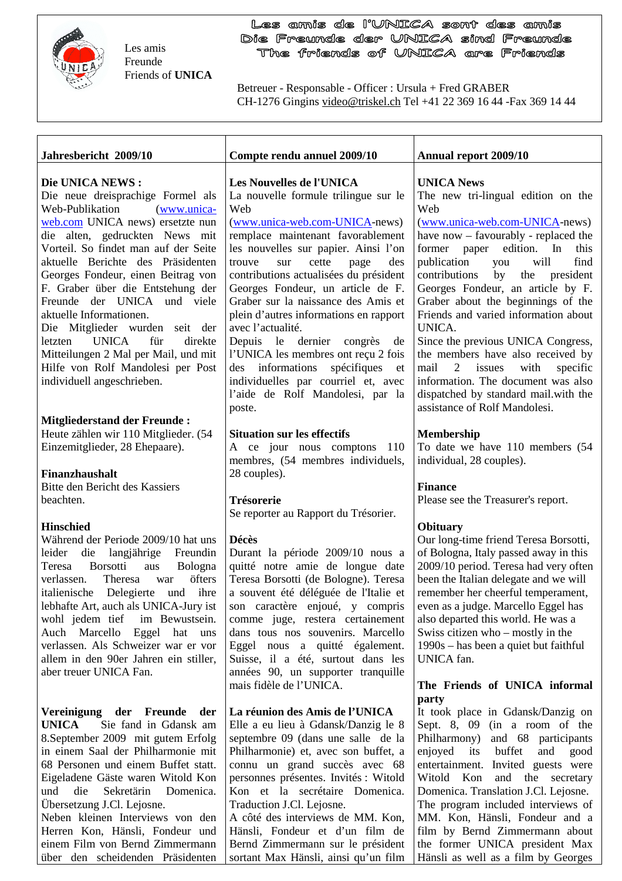Les amis
Freunde
Friends of **UNICA**

**Les amis de l'UNICA sont des amis**
**Die Freunde der UNICA sind Freunde**
**The friends of UNICA are Friends**

Betreuer - Responsable - Officer : Ursula + Fred GRABER
CH-1276 Gingins video@triskel.ch Tel +41 22 369 16 44 -Fax 369 14 44

## Jahresbericht 2009/10

**Die UNICA NEWS :**
Die neue dreisprachige Formel als Web-Publikation (www.unica-web.com UNICA news) ersetzte nun die alten, gedruckten News mit Vorteil. So findet man auf der Seite aktuelle Berichte des Präsidenten Georges Fondeur, einen Beitrag von F. Graber über die Entstehung der Freunde der UNICA und viele aktuelle Informationen.
Die Mitglieder wurden seit der letzten UNICA für direkte Mitteilungen 2 Mal per Mail, und mit Hilfe von Rolf Mandolesi per Post individuell angeschrieben.

**Mitgliederstand der Freunde :**
Heute zählen wir 110 Mitglieder. (54 Einzemitglieder, 28 Ehepaare).

**Finanzhaushalt**
Bitte den Bericht des Kassiers beachten.

**Hinschied**
Während der Periode 2009/10 hat uns leider die langjährige Freundin Teresa Borsotti aus Bologna verlassen. Theresa war öfters italienische Delegierte und ihre lebhafte Art, auch als UNICA-Jury ist wohl jedem tief im Bewustsein. Auch Marcello Eggel hat uns verlassen. Als Schweizer war er vor allem in den 90er Jahren ein stiller, aber treuer UNICA Fan.

**Vereinigung der Freunde der UNICA** Sie fand in Gdansk am 8.September 2009 mit gutem Erfolg in einem Saal der Philharmonie mit 68 Personen und einem Buffet statt. Eigeladene Gäste waren Witold Kon und die Sekretärin Domenica. Übersetzung J.Cl. Lejosne.
Neben kleinen Interviews von den Herren Kon, Hänsli, Fondeur und einem Film von Bernd Zimmermann über den scheidenden Präsidenten

## Compte rendu annuel 2009/10

**Les Nouvelles de l'UNICA**
La nouvelle formule trilingue sur le Web (www.unica-web.com-UNICA-news) remplace maintenant favorablement les nouvelles sur papier. Ainsi l'on trouve sur cette page des contributions actualisées du président Georges Fondeur, un article de F. Graber sur la naissance des Amis et plein d'autres informations en rapport avec l'actualité.
Depuis le dernier congrès de l'UNICA les membres ont reçu 2 fois des informations spécifiques et individuelles par courriel et, avec l'aide de Rolf Mandolesi, par la poste.

**Situation sur les effectifs**
A ce jour nous comptons 110 membres, (54 membres individuels, 28 couples).

**Trésorerie**
Se reporter au Rapport du Trésorier.

**Décès**
Durant la période 2009/10 nous a quitté notre amie de longue date Teresa Borsotti (de Bologne). Teresa a souvent été déléguée de l'Italie et son caractère enjoué, y compris comme juge, restera certainement dans tous nos souvenirs. Marcello Eggel nous a quitté également. Suisse, il a été, surtout dans les années 90, un supporter tranquille mais fidèle de l'UNICA.

**La réunion des Amis de l'UNICA**
Elle a eu lieu à Gdansk/Danzig le 8 septembre 09 (dans une salle de la Philharmonie) et, avec son buffet, a connu un grand succès avec 68 personnes présentes. Invités : Witold Kon et la secrétaire Domenica. Traduction J.Cl. Lejosne.
A côté des interviews de MM. Kon, Hänsli, Fondeur et d'un film de Bernd Zimmermann sur le président sortant Max Hänsli, ainsi qu'un film

## Annual report 2009/10

**UNICA News**
The new tri-lingual edition on the Web (www.unica-web.com-UNICA-news) have now – favourably - replaced the former paper edition. In this publication you will find contributions by the president Georges Fondeur, an article by F. Graber about the beginnings of the Friends and varied information about UNICA.
Since the previous UNICA Congress, the members have also received by mail 2 issues with specific information. The document was also dispatched by standard mail.with the assistance of Rolf Mandolesi.

**Membership**
To date we have 110 members (54 individual, 28 couples).

**Finance**
Please see the Treasurer's report.

**Obituary**
Our long-time friend Teresa Borsotti, of Bologna, Italy passed away in this 2009/10 period. Teresa had very often been the Italian delegate and we will remember her cheerful temperament, even as a judge. Marcello Eggel has also departed this world. He was a Swiss citizen who – mostly in the 1990s – has been a quiet but faithful UNICA fan.

**The Friends of UNICA informal party**
It took place in Gdansk/Danzig on Sept. 8, 09 (in a room of the Philharmony) and 68 participants enjoyed its buffet and good entertainment. Invited guests were Witold Kon and the secretary Domenica. Translation J.Cl. Lejosne.
The program included interviews of MM. Kon, Hänsli, Fondeur and a film by Bernd Zimmermann about the former UNICA president Max Hänsli as well as a film by Georges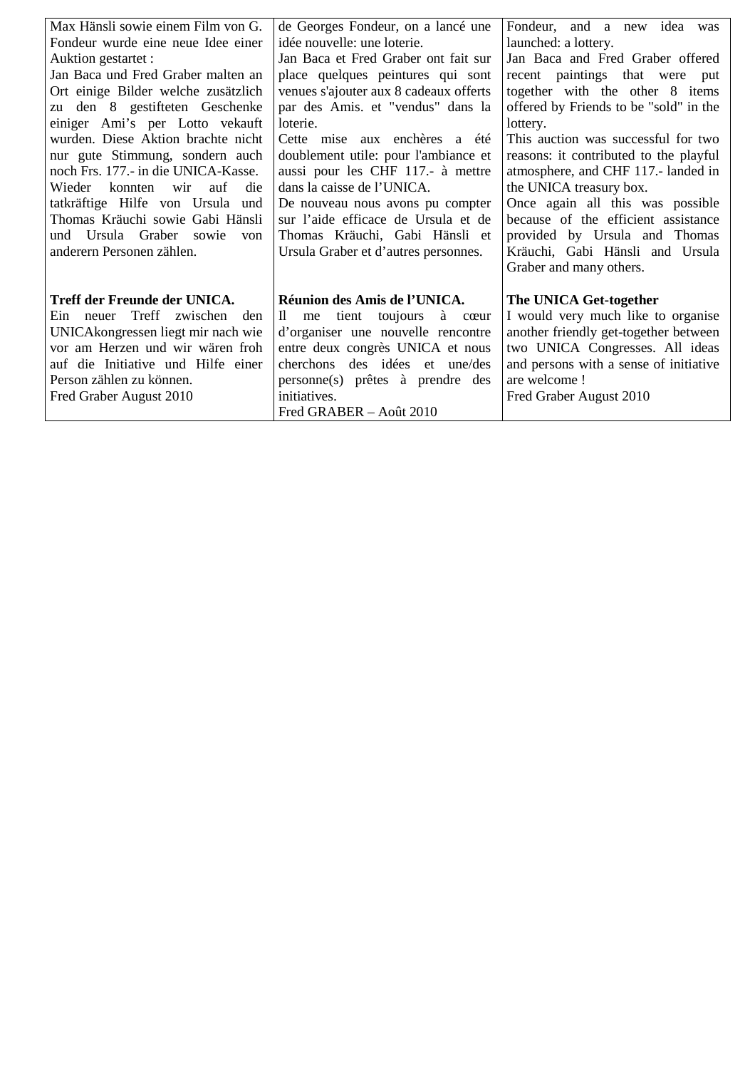| | | |
|---|---|---|
| Max Hänsli sowie einem Film von G. Fondeur wurde eine neue Idee einer Auktion gestartet :<br>Jan Baca und Fred Graber malten an Ort einige Bilder welche zusätzlich zu den 8 gestifteten Geschenke einiger Ami's per Lotto vekauft wurden. Diese Aktion brachte nicht nur gute Stimmung, sondern auch noch Frs. 177.- in die UNICA-Kasse.<br>Wieder konnten wir auf die tatkräftige Hilfe von Ursula und Thomas Kräuchi sowie Gabi Hänsli und Ursula Graber sowie von anderern Personen zählen. | de Georges Fondeur, on a lancé une idée nouvelle: une loterie.<br>Jan Baca et Fred Graber ont fait sur place quelques peintures qui sont venues s'ajouter aux 8 cadeaux offerts par des Amis. et "vendus" dans la loterie.<br>Cette mise aux enchères a été doublement utile: pour l'ambiance et aussi pour les CHF 117.- à mettre dans la caisse de l'UNICA.<br>De nouveau nous avons pu compter sur l'aide efficace de Ursula et de Thomas Kräuchi, Gabi Hänsli et Ursula Graber et d'autres personnes. | Fondeur, and a new idea was launched: a lottery.<br>Jan Baca and Fred Graber offered recent paintings that were put together with the other 8 items offered by Friends to be "sold" in the lottery.<br>This auction was successful for two reasons: it contributed to the playful atmosphere, and CHF 117.- landed in the UNICA treasury box.<br>Once again all this was possible because of the efficient assistance provided by Ursula and Thomas Kräuchi, Gabi Hänsli and Ursula Graber and many others. |
| **Treff der Freunde der UNICA.**<br>Ein neuer Treff zwischen den UNICAkongressen liegt mir nach wie vor am Herzen und wir wären froh auf die Initiative und Hilfe einer Person zählen zu können.<br>Fred Graber August 2010 | **Réunion des Amis de l'UNICA.**<br>Il me tient toujours à cœur d'organiser une nouvelle rencontre entre deux congrès UNICA et nous cherchons des idées et une/des personne(s) prêtes à prendre des initiatives.<br>Fred GRABER – Août 2010 | **The UNICA Get-together**<br>I would very much like to organise another friendly get-together between two UNICA Congresses. All ideas and persons with a sense of initiative are welcome !<br>Fred Graber August 2010 |